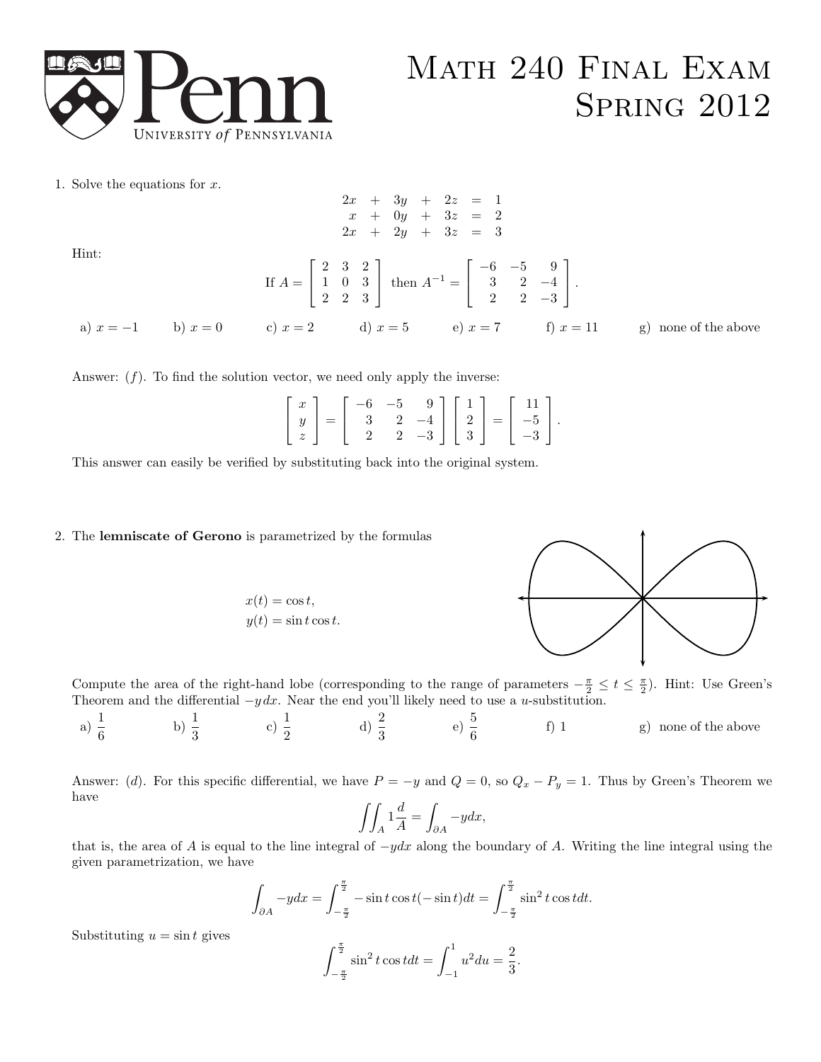# Math 240 Final Exam
# Spring 2012

1. Solve the equations for $x$.

$$\begin{array}{rcrcrcl} 2x & + & 3y & + & 2z & = & 1 \\ x & + & 0y & + & 3z & = & 2 \\ 2x & + & 2y & + & 3z & = & 3 \end{array}$$

Hint:

$$\text{If } A = \begin{bmatrix} 2 & 3 & 2 \\ 1 & 0 & 3 \\ 2 & 2 & 3 \end{bmatrix} \text{ then } A^{-1} = \begin{bmatrix} -6 & -5 & 9 \\ 3 & 2 & -4 \\ 2 & 2 & -3 \end{bmatrix}.$$

a) $x = -1$ b) $x = 0$ c) $x = 2$ d) $x = 5$ e) $x = 7$ f) $x = 11$ g) none of the above

Answer: $(f)$. To find the solution vector, we need only apply the inverse:

$$\begin{bmatrix} x \\ y \\ z \end{bmatrix} = \begin{bmatrix} -6 & -5 & 9 \\ 3 & 2 & -4 \\ 2 & 2 & -3 \end{bmatrix} \begin{bmatrix} 1 \\ 2 \\ 3 \end{bmatrix} = \begin{bmatrix} 11 \\ -5 \\ -3 \end{bmatrix}.$$

This answer can easily be verified by substituting back into the original system.

2. The **lemniscate of Gerono** is parametrized by the formulas

$$x(t) = \cos t,$$
$$y(t) = \sin t \cos t.$$

Compute the area of the right-hand lobe (corresponding to the range of parameters $-\frac{\pi}{2} \leq t \leq \frac{\pi}{2}$). Hint: Use Green's Theorem and the differential $-y\,dx$. Near the end you'll likely need to use a $u$-substitution.

a) $\frac{1}{6}$ b) $\frac{1}{3}$ c) $\frac{1}{2}$ d) $\frac{2}{3}$ e) $\frac{5}{6}$ f) 1 g) none of the above

Answer: $(d)$. For this specific differential, we have $P = -y$ and $Q = 0$, so $Q_x - P_y = 1$. Thus by Green's Theorem we have

$$\iint_A 1 \frac{d}{A} = \int_{\partial A} -y dx,$$

that is, the area of $A$ is equal to the line integral of $-ydx$ along the boundary of $A$. Writing the line integral using the given parametrization, we have

$$\int_{\partial A} -y dx = \int_{-\frac{\pi}{2}}^{\frac{\pi}{2}} -\sin t \cos t(-\sin t) dt = \int_{-\frac{\pi}{2}}^{\frac{\pi}{2}} \sin^2 t \cos t dt.$$

Substituting $u = \sin t$ gives

$$\int_{-\frac{\pi}{2}}^{\frac{\pi}{2}} \sin^2 t \cos t dt = \int_{-1}^{1} u^2 du = \frac{2}{3}.$$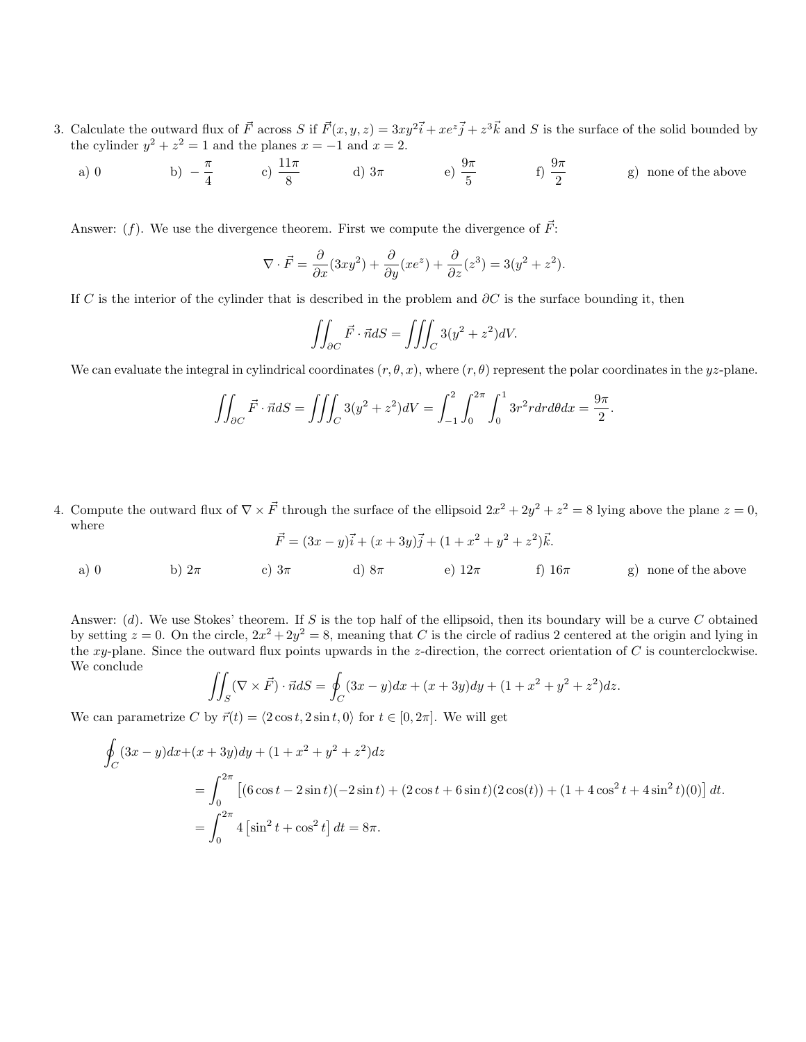3. Calculate the outward flux of $\vec{F}$ across $S$ if $\vec{F}(x, y, z) = 3xy^2\vec{i} + xe^z\vec{j} + z^3\vec{k}$ and $S$ is the surface of the solid bounded by the cylinder $y^2 + z^2 = 1$ and the planes $x = -1$ and $x = 2$.

   a) 0 b) $-\dfrac{\pi}{4}$ c) $\dfrac{11\pi}{8}$ d) $3\pi$ e) $\dfrac{9\pi}{5}$ f) $\dfrac{9\pi}{2}$ g) none of the above

   Answer: $(f)$. We use the divergence theorem. First we compute the divergence of $\vec{F}$:

$$\nabla \cdot \vec{F} = \frac{\partial}{\partial x}(3xy^2) + \frac{\partial}{\partial y}(xe^z) + \frac{\partial}{\partial z}(z^3) = 3(y^2 + z^2).$$

   If $C$ is the interior of the cylinder that is described in the problem and $\partial C$ is the surface bounding it, then

$$\iint_{\partial C} \vec{F} \cdot \vec{n} dS = \iiint_C 3(y^2 + z^2) dV.$$

   We can evaluate the integral in cylindrical coordinates $(r, \theta, x)$, where $(r, \theta)$ represent the polar coordinates in the $yz$-plane.

$$\iint_{\partial C} \vec{F} \cdot \vec{n} dS = \iiint_C 3(y^2 + z^2) dV = \int_{-1}^{2} \int_0^{2\pi} \int_0^1 3r^2 r dr d\theta dx = \frac{9\pi}{2}.$$

4. Compute the outward flux of $\nabla \times \vec{F}$ through the surface of the ellipsoid $2x^2 + 2y^2 + z^2 = 8$ lying above the plane $z = 0$, where

$$\vec{F} = (3x - y)\vec{i} + (x + 3y)\vec{j} + (1 + x^2 + y^2 + z^2)\vec{k}.$$

   a) 0 b) $2\pi$ c) $3\pi$ d) $8\pi$ e) $12\pi$ f) $16\pi$ g) none of the above

   Answer: $(d)$. We use Stokes' theorem. If $S$ is the top half of the ellipsoid, then its boundary will be a curve $C$ obtained by setting $z = 0$. On the circle, $2x^2 + 2y^2 = 8$, meaning that $C$ is the circle of radius 2 centered at the origin and lying in the $xy$-plane. Since the outward flux points upwards in the $z$-direction, the correct orientation of $C$ is counterclockwise. We conclude

$$\iint_S (\nabla \times \vec{F}) \cdot \vec{n} dS = \oint_C (3x - y)dx + (x + 3y)dy + (1 + x^2 + y^2 + z^2)dz.$$

   We can parametrize $C$ by $\vec{r}(t) = \langle 2\cos t, 2\sin t, 0 \rangle$ for $t \in [0, 2\pi]$. We will get

$$\begin{aligned}
\oint_C (3x - y)dx &+ (x + 3y)dy + (1 + x^2 + y^2 + z^2)dz \\
&= \int_0^{2\pi} \left[ (6\cos t - 2\sin t)(-2\sin t) + (2\cos t + 6\sin t)(2\cos(t)) + (1 + 4\cos^2 t + 4\sin^2 t)(0) \right] dt. \\
&= \int_0^{2\pi} 4 \left[ \sin^2 t + \cos^2 t \right] dt = 8\pi.
\end{aligned}$$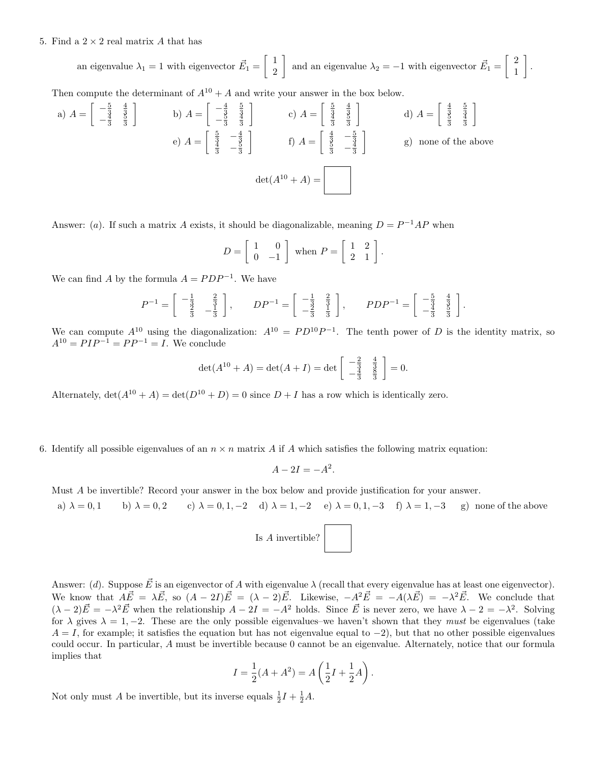5. Find a $2 \times 2$ real matrix $A$ that has

$$\text{an eigenvalue } \lambda_1 = 1 \text{ with eigenvector } \vec{E}_1 = \begin{bmatrix} 1 \\ 2 \end{bmatrix} \text{ and an eigenvalue } \lambda_2 = -1 \text{ with eigenvector } \vec{E}_1 = \begin{bmatrix} 2 \\ 1 \end{bmatrix}.$$

Then compute the determinant of $A^{10} + A$ and write your answer in the box below.

a) $A = \begin{bmatrix} -\frac{5}{3} & \frac{4}{3} \\ -\frac{4}{3} & \frac{5}{3} \end{bmatrix}$ b) $A = \begin{bmatrix} -\frac{4}{3} & \frac{5}{3} \\ -\frac{5}{3} & \frac{4}{3} \end{bmatrix}$ c) $A = \begin{bmatrix} \frac{5}{3} & \frac{4}{3} \\ \frac{4}{3} & \frac{5}{3} \end{bmatrix}$ d) $A = \begin{bmatrix} \frac{4}{3} & \frac{5}{3} \\ \frac{5}{3} & \frac{4}{3} \end{bmatrix}$

e) $A = \begin{bmatrix} \frac{5}{3} & -\frac{4}{3} \\ \frac{4}{3} & -\frac{5}{3} \end{bmatrix}$ f) $A = \begin{bmatrix} \frac{4}{3} & -\frac{5}{3} \\ \frac{5}{3} & -\frac{4}{3} \end{bmatrix}$ g) none of the above

$\det(A^{10} + A) =$ ☐

Answer: $(a)$. If such a matrix $A$ exists, it should be diagonalizable, meaning $D = P^{-1}AP$ when

$$D = \begin{bmatrix} 1 & 0 \\ 0 & -1 \end{bmatrix} \text{ when } P = \begin{bmatrix} 1 & 2 \\ 2 & 1 \end{bmatrix}.$$

We can find $A$ by the formula $A = PDP^{-1}$. We have

$$P^{-1} = \begin{bmatrix} -\frac{1}{3} & \frac{2}{3} \\ \frac{2}{3} & -\frac{1}{3} \end{bmatrix}, \qquad DP^{-1} = \begin{bmatrix} -\frac{1}{3} & \frac{2}{3} \\ -\frac{2}{3} & \frac{1}{3} \end{bmatrix}, \qquad PDP^{-1} = \begin{bmatrix} -\frac{5}{3} & \frac{4}{3} \\ -\frac{4}{3} & \frac{5}{3} \end{bmatrix}.$$

We can compute $A^{10}$ using the diagonalization: $A^{10} = PD^{10}P^{-1}$. The tenth power of $D$ is the identity matrix, so $A^{10} = PIP^{-1} = PP^{-1} = I$. We conclude

$$\det(A^{10} + A) = \det(A + I) = \det \begin{bmatrix} -\frac{2}{3} & \frac{4}{3} \\ -\frac{4}{3} & \frac{8}{3} \end{bmatrix} = 0.$$

Alternately, $\det(A^{10} + A) = \det(D^{10} + D) = 0$ since $D + I$ has a row which is identically zero.

6. Identify all possible eigenvalues of an $n \times n$ matrix $A$ if $A$ which satisfies the following matrix equation:

$$A - 2I = -A^2.$$

Must $A$ be invertible? Record your answer in the box below and provide justification for your answer.

a) $\lambda = 0, 1$ b) $\lambda = 0, 2$ c) $\lambda = 0, 1, -2$ d) $\lambda = 1, -2$ e) $\lambda = 0, 1, -3$ f) $\lambda = 1, -3$ g) none of the above

Is $A$ invertible? ☐

Answer: $(d)$. Suppose $\vec{E}$ is an eigenvector of $A$ with eigenvalue $\lambda$ (recall that every eigenvalue has at least one eigenvector). We know that $A\vec{E} = \lambda\vec{E}$, so $(A - 2I)\vec{E} = (\lambda - 2)\vec{E}$. Likewise, $-A^2\vec{E} = -A(\lambda\vec{E}) = -\lambda^2\vec{E}$. We conclude that $(\lambda - 2)\vec{E} = -\lambda^2\vec{E}$ when the relationship $A - 2I = -A^2$ holds. Since $\vec{E}$ is never zero, we have $\lambda - 2 = -\lambda^2$. Solving for $\lambda$ gives $\lambda = 1, -2$. These are the only possible eigenvalues–we haven't shown that they *must* be eigenvalues (take $A = I$, for example; it satisfies the equation but has not eigenvalue equal to $-2$), but that no other possible eigenvalues could occur. In particular, $A$ must be invertible because 0 cannot be an eigenvalue. Alternately, notice that our formula implies that

$$I = \frac{1}{2}(A + A^2) = A\left(\frac{1}{2}I + \frac{1}{2}A\right).$$

Not only must $A$ be invertible, but its inverse equals $\frac{1}{2}I + \frac{1}{2}A$.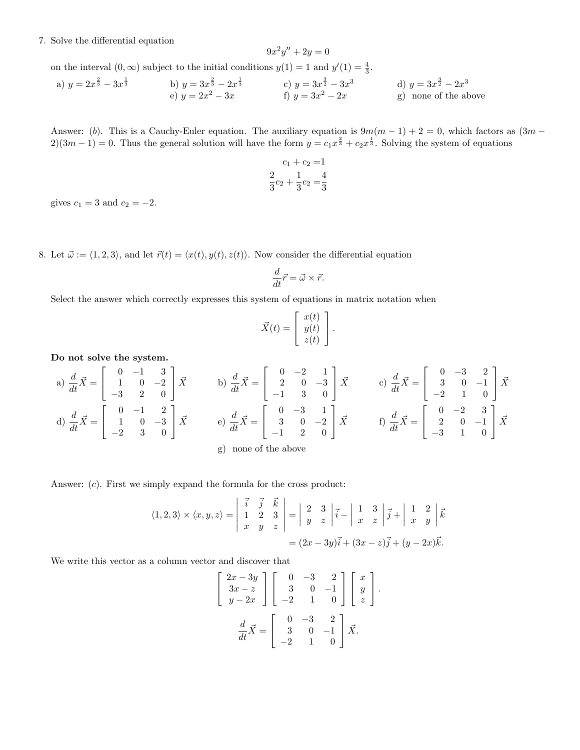7. Solve the differential equation

$$9x^2y'' + 2y = 0$$

on the interval $(0, \infty)$ subject to the initial conditions $y(1) = 1$ and $y'(1) = \frac{4}{3}$.

a) $y = 2x^{\frac{2}{3}} - 3x^{\frac{1}{3}}$ b) $y = 3x^{\frac{2}{3}} - 2x^{\frac{1}{3}}$ c) $y = 3x^{\frac{3}{2}} - 3x^3$ d) $y = 3x^{\frac{3}{2}} - 2x^3$
e) $y = 2x^2 - 3x$ f) $y = 3x^2 - 2x$ g) none of the above

Answer: $(b)$. This is a Cauchy-Euler equation. The auxiliary equation is $9m(m-1) + 2 = 0$, which factors as $(3m - 2)(3m - 1) = 0$. Thus the general solution will have the form $y = c_1 x^{\frac{2}{3}} + c_2 x^{\frac{1}{3}}$. Solving the system of equations

$$c_1 + c_2 = 1$$
$$\frac{2}{3}c_2 + \frac{1}{3}c_2 = \frac{4}{3}$$

gives $c_1 = 3$ and $c_2 = -2$.

8. Let $\vec{\omega} := \langle 1, 2, 3 \rangle$, and let $\vec{r}(t) = \langle x(t), y(t), z(t) \rangle$. Now consider the differential equation

$$\frac{d}{dt}\vec{r} = \vec{\omega} \times \vec{r}.$$

Select the answer which correctly expresses this system of equations in matrix notation when

$$\vec{X}(t) = \begin{bmatrix} x(t) \\ y(t) \\ z(t) \end{bmatrix}.$$

**Do not solve the system.**

a) $\frac{d}{dt}\vec{X} = \begin{bmatrix} 0 & -1 & 3 \\ 1 & 0 & -2 \\ -3 & 2 & 0 \end{bmatrix}\vec{X}$ b) $\frac{d}{dt}\vec{X} = \begin{bmatrix} 0 & -2 & 1 \\ 2 & 0 & -3 \\ -1 & 3 & 0 \end{bmatrix}\vec{X}$ c) $\frac{d}{dt}\vec{X} = \begin{bmatrix} 0 & -3 & 2 \\ 3 & 0 & -1 \\ -2 & 1 & 0 \end{bmatrix}\vec{X}$

d) $\frac{d}{dt}\vec{X} = \begin{bmatrix} 0 & -1 & 2 \\ 1 & 0 & -3 \\ -2 & 3 & 0 \end{bmatrix}\vec{X}$ e) $\frac{d}{dt}\vec{X} = \begin{bmatrix} 0 & -3 & 1 \\ 3 & 0 & -2 \\ -1 & 2 & 0 \end{bmatrix}\vec{X}$ f) $\frac{d}{dt}\vec{X} = \begin{bmatrix} 0 & -2 & 3 \\ 2 & 0 & -1 \\ -3 & 1 & 0 \end{bmatrix}\vec{X}$

g) none of the above

Answer: $(c)$. First we simply expand the formula for the cross product:

$$\langle 1, 2, 3 \rangle \times \langle x, y, z \rangle = \begin{vmatrix} \vec{i} & \vec{j} & \vec{k} \\ 1 & 2 & 3 \\ x & y & z \end{vmatrix} = \begin{vmatrix} 2 & 3 \\ y & z \end{vmatrix}\vec{i} - \begin{vmatrix} 1 & 3 \\ x & z \end{vmatrix}\vec{j} + \begin{vmatrix} 1 & 2 \\ x & y \end{vmatrix}\vec{k}$$
$$= (2x - 3y)\vec{i} + (3x - z)\vec{j} + (y - 2x)\vec{k}.$$

We write this vector as a column vector and discover that

$$\begin{bmatrix} 2x - 3y \\ 3x - z \\ y - 2x \end{bmatrix} \begin{bmatrix} 0 & -3 & 2 \\ 3 & 0 & -1 \\ -2 & 1 & 0 \end{bmatrix} \begin{bmatrix} x \\ y \\ z \end{bmatrix}.$$

$$\frac{d}{dt}\vec{X} = \begin{bmatrix} 0 & -3 & 2 \\ 3 & 0 & -1 \\ -2 & 1 & 0 \end{bmatrix}\vec{X}.$$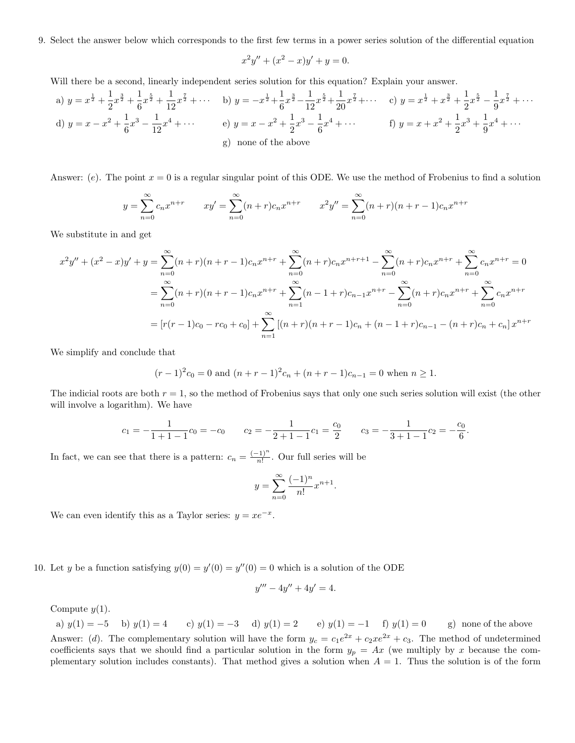9. Select the answer below which corresponds to the first few terms in a power series solution of the differential equation

$$x^2y'' + (x^2 - x)y' + y = 0.$$

Will there be a second, linearly independent series solution for this equation? Explain your answer.

a) $y = x^{\frac{1}{2}} + \frac{1}{2}x^{\frac{3}{2}} + \frac{1}{6}x^{\frac{5}{2}} + \frac{1}{12}x^{\frac{7}{2}} + \cdots$ b) $y = -x^{\frac{1}{2}} + \frac{1}{6}x^{\frac{3}{2}} - \frac{1}{12}x^{\frac{5}{2}} + \frac{1}{20}x^{\frac{7}{2}} + \cdots$ c) $y = x^{\frac{1}{2}} + x^{\frac{3}{2}} + \frac{1}{2}x^{\frac{5}{2}} - \frac{1}{9}x^{\frac{7}{2}} + \cdots$

d) $y = x - x^2 + \frac{1}{6}x^3 - \frac{1}{12}x^4 + \cdots$ e) $y = x - x^2 + \frac{1}{2}x^3 - \frac{1}{6}x^4 + \cdots$ f) $y = x + x^2 + \frac{1}{2}x^3 + \frac{1}{9}x^4 + \cdots$

g) none of the above

Answer: (*e*). The point $x = 0$ is a regular singular point of this ODE. We use the method of Frobenius to find a solution

$$y = \sum_{n=0}^{\infty} c_n x^{n+r} \qquad xy' = \sum_{n=0}^{\infty}(n+r)c_n x^{n+r} \qquad x^2y'' = \sum_{n=0}^{\infty}(n+r)(n+r-1)c_n x^{n+r}$$

We substitute in and get

$$\begin{aligned}
x^2y'' + (x^2 - x)y' + y &= \sum_{n=0}^{\infty}(n+r)(n+r-1)c_n x^{n+r} + \sum_{n=0}^{\infty}(n+r)c_n x^{n+r+1} - \sum_{n=0}^{\infty}(n+r)c_n x^{n+r} + \sum_{n=0}^{\infty} c_n x^{n+r} = 0 \\
&= \sum_{n=0}^{\infty}(n+r)(n+r-1)c_n x^{n+r} + \sum_{n=1}^{\infty}(n-1+r)c_{n-1}x^{n+r} - \sum_{n=0}^{\infty}(n+r)c_n x^{n+r} + \sum_{n=0}^{\infty} c_n x^{n+r} \\
&= [r(r-1)c_0 - rc_0 + c_0] + \sum_{n=1}^{\infty}[(n+r)(n+r-1)c_n + (n-1+r)c_{n-1} - (n+r)c_n + c_n]\, x^{n+r}
\end{aligned}$$

We simplify and conclude that

$$(r-1)^2 c_0 = 0 \text{ and } (n+r-1)^2 c_n + (n+r-1)c_{n-1} = 0 \text{ when } n \geq 1.$$

The indicial roots are both $r = 1$, so the method of Frobenius says that only one such series solution will exist (the other will involve a logarithm). We have

$$c_1 = -\frac{1}{1+1-1}c_0 = -c_0 \qquad c_2 = -\frac{1}{2+1-1}c_1 = \frac{c_0}{2} \qquad c_3 = -\frac{1}{3+1-1}c_2 = -\frac{c_0}{6}.$$

In fact, we can see that there is a pattern: $c_n = \frac{(-1)^n}{n!}$. Our full series will be

$$y = \sum_{n=0}^{\infty}\frac{(-1)^n}{n!}x^{n+1}.$$

We can even identify this as a Taylor series: $y = xe^{-x}$.

10. Let $y$ be a function satisfying $y(0) = y'(0) = y''(0) = 0$ which is a solution of the ODE

$$y''' - 4y'' + 4y' = 4.$$

Compute $y(1)$.

a) $y(1) = -5$ b) $y(1) = 4$ c) $y(1) = -3$ d) $y(1) = 2$ e) $y(1) = -1$ f) $y(1) = 0$ g) none of the above

Answer: (*d*). The complementary solution will have the form $y_c = c_1e^{2x} + c_2xe^{2x} + c_3$. The method of undetermined coefficients says that we should find a particular solution in the form $y_p = Ax$ (we multiply by $x$ because the complementary solution includes constants). That method gives a solution when $A = 1$. Thus the solution is of the form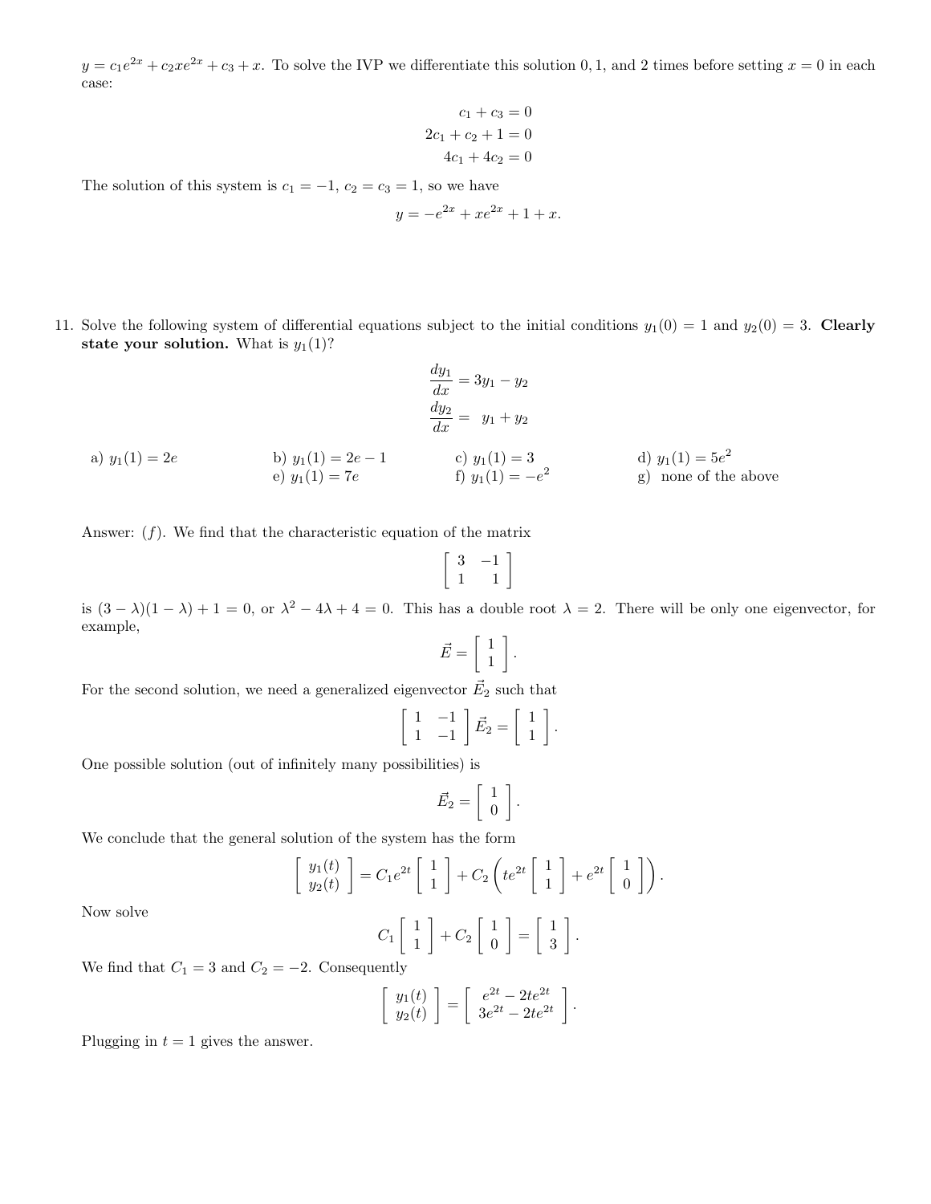$y = c_1e^{2x} + c_2xe^{2x} + c_3 + x$. To solve the IVP we differentiate this solution 0, 1, and 2 times before setting $x = 0$ in each case:

$$\begin{aligned} c_1 + c_3 &= 0 \\ 2c_1 + c_2 + 1 &= 0 \\ 4c_1 + 4c_2 &= 0 \end{aligned}$$

The solution of this system is $c_1 = -1$, $c_2 = c_3 = 1$, so we have

$$y = -e^{2x} + xe^{2x} + 1 + x.$$

11. Solve the following system of differential equations subject to the initial conditions $y_1(0) = 1$ and $y_2(0) = 3$. **Clearly state your solution.** What is $y_1(1)$?

$$\begin{aligned} \frac{dy_1}{dx} &= 3y_1 - y_2 \\ \frac{dy_2}{dx} &= \;\; y_1 + y_2 \end{aligned}$$

a) $y_1(1) = 2e$
b) $y_1(1) = 2e - 1$
c) $y_1(1) = 3$
d) $y_1(1) = 5e^2$
e) $y_1(1) = 7e$
f) $y_1(1) = -e^2$
g) none of the above

Answer: $(f)$. We find that the characteristic equation of the matrix

$$\begin{bmatrix} 3 & -1 \\ 1 & 1 \end{bmatrix}$$

is $(3 - \lambda)(1 - \lambda) + 1 = 0$, or $\lambda^2 - 4\lambda + 4 = 0$. This has a double root $\lambda = 2$. There will be only one eigenvector, for example,

$$\vec{E} = \begin{bmatrix} 1 \\ 1 \end{bmatrix}.$$

For the second solution, we need a generalized eigenvector $\vec{E}_2$ such that

$$\begin{bmatrix} 1 & -1 \\ 1 & -1 \end{bmatrix} \vec{E}_2 = \begin{bmatrix} 1 \\ 1 \end{bmatrix}.$$

One possible solution (out of infinitely many possibilities) is

$$\vec{E}_2 = \begin{bmatrix} 1 \\ 0 \end{bmatrix}.$$

We conclude that the general solution of the system has the form

$$\begin{bmatrix} y_1(t) \\ y_2(t) \end{bmatrix} = C_1e^{2t}\begin{bmatrix} 1 \\ 1 \end{bmatrix} + C_2\left(te^{2t}\begin{bmatrix} 1 \\ 1 \end{bmatrix} + e^{2t}\begin{bmatrix} 1 \\ 0 \end{bmatrix}\right).$$

Now solve

$$C_1\begin{bmatrix} 1 \\ 1 \end{bmatrix} + C_2\begin{bmatrix} 1 \\ 0 \end{bmatrix} = \begin{bmatrix} 1 \\ 3 \end{bmatrix}.$$

We find that $C_1 = 3$ and $C_2 = -2$. Consequently

$$\begin{bmatrix} y_1(t) \\ y_2(t) \end{bmatrix} = \begin{bmatrix} e^{2t} - 2te^{2t} \\ 3e^{2t} - 2te^{2t} \end{bmatrix}.$$

Plugging in $t = 1$ gives the answer.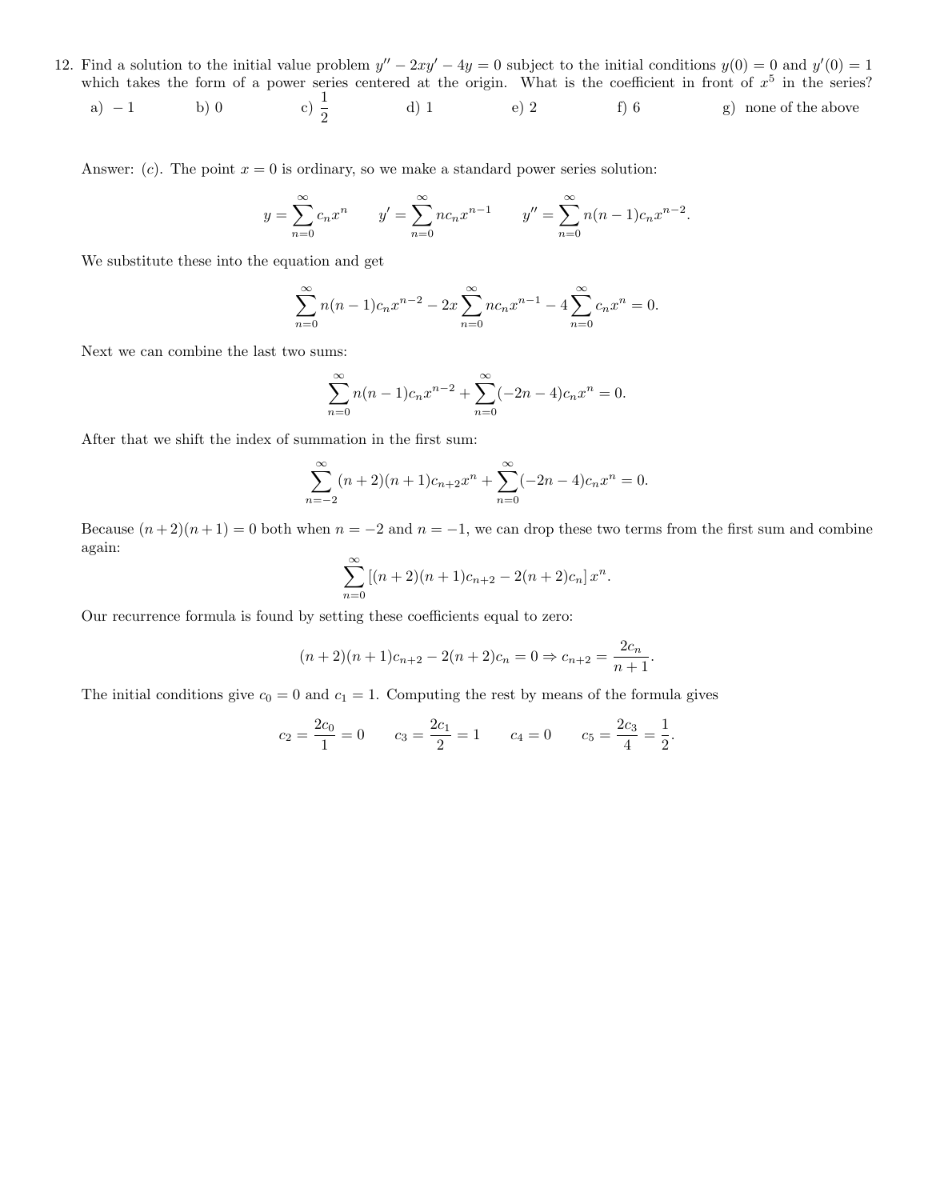12. Find a solution to the initial value problem $y'' - 2xy' - 4y = 0$ subject to the initial conditions $y(0) = 0$ and $y'(0) = 1$ which takes the form of a power series centered at the origin. What is the coefficient in front of $x^5$ in the series?

a) $-1$ b) 0 c) $\frac{1}{2}$ d) 1 e) 2 f) 6 g) none of the above

Answer: (*c*). The point $x = 0$ is ordinary, so we make a standard power series solution:

$$y = \sum_{n=0}^{\infty} c_n x^n \qquad y' = \sum_{n=0}^{\infty} n c_n x^{n-1} \qquad y'' = \sum_{n=0}^{\infty} n(n-1) c_n x^{n-2}.$$

We substitute these into the equation and get

$$\sum_{n=0}^{\infty} n(n-1) c_n x^{n-2} - 2x \sum_{n=0}^{\infty} n c_n x^{n-1} - 4 \sum_{n=0}^{\infty} c_n x^n = 0.$$

Next we can combine the last two sums:

$$\sum_{n=0}^{\infty} n(n-1) c_n x^{n-2} + \sum_{n=0}^{\infty} (-2n - 4) c_n x^n = 0.$$

After that we shift the index of summation in the first sum:

$$\sum_{n=-2}^{\infty} (n+2)(n+1) c_{n+2} x^n + \sum_{n=0}^{\infty} (-2n - 4) c_n x^n = 0.$$

Because $(n+2)(n+1) = 0$ both when $n = -2$ and $n = -1$, we can drop these two terms from the first sum and combine again:

$$\sum_{n=0}^{\infty} \left[ (n+2)(n+1) c_{n+2} - 2(n+2) c_n \right] x^n.$$

Our recurrence formula is found by setting these coefficients equal to zero:

$$(n+2)(n+1) c_{n+2} - 2(n+2) c_n = 0 \Rightarrow c_{n+2} = \frac{2c_n}{n+1}.$$

The initial conditions give $c_0 = 0$ and $c_1 = 1$. Computing the rest by means of the formula gives

$$c_2 = \frac{2c_0}{1} = 0 \qquad c_3 = \frac{2c_1}{2} = 1 \qquad c_4 = 0 \qquad c_5 = \frac{2c_3}{4} = \frac{1}{2}.$$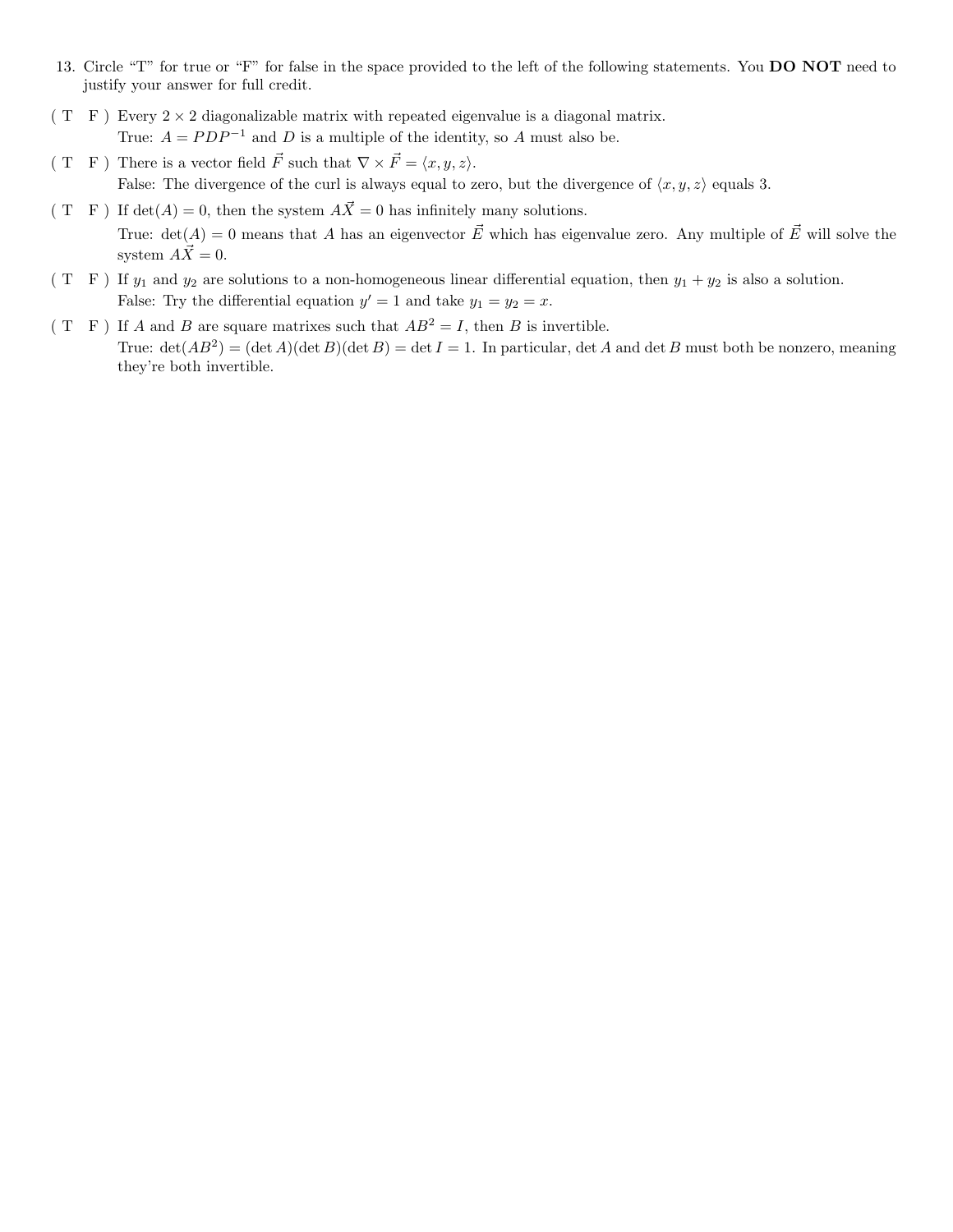13. Circle "T" for true or "F" for false in the space provided to the left of the following statements. You **DO NOT** need to justify your answer for full credit.

( T F ) Every $2 \times 2$ diagonalizable matrix with repeated eigenvalue is a diagonal matrix.
True: $A = PDP^{-1}$ and $D$ is a multiple of the identity, so $A$ must also be.

( T F ) There is a vector field $\vec{F}$ such that $\nabla \times \vec{F} = \langle x, y, z \rangle$.
False: The divergence of the curl is always equal to zero, but the divergence of $\langle x, y, z \rangle$ equals 3.

( T F ) If $\det(A) = 0$, then the system $A\vec{X} = 0$ has infinitely many solutions.
True: $\det(A) = 0$ means that $A$ has an eigenvector $\vec{E}$ which has eigenvalue zero. Any multiple of $\vec{E}$ will solve the system $A\vec{X} = 0$.

( T F ) If $y_1$ and $y_2$ are solutions to a non-homogeneous linear differential equation, then $y_1 + y_2$ is also a solution.
False: Try the differential equation $y' = 1$ and take $y_1 = y_2 = x$.

( T F ) If $A$ and $B$ are square matrixes such that $AB^2 = I$, then $B$ is invertible.
True: $\det(AB^2) = (\det A)(\det B)(\det B) = \det I = 1$. In particular, $\det A$ and $\det B$ must both be nonzero, meaning they're both invertible.